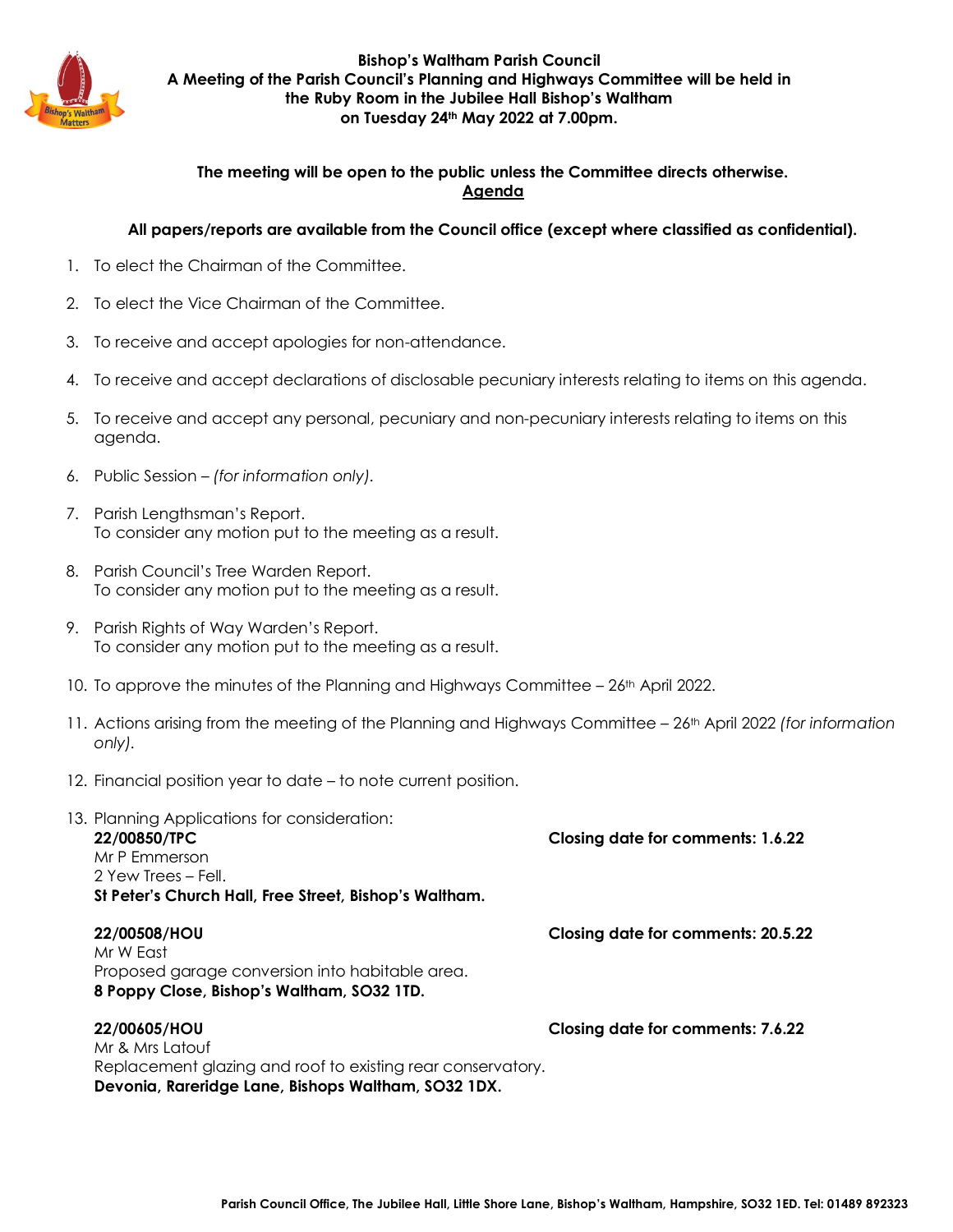**Bishop's Waltham Parish Council**
**A Meeting of the Parish Council's Planning and Highways Committee will be held in the Ruby Room in the Jubilee Hall Bishop's Waltham on Tuesday 24th May 2022 at 7.00pm.**

**The meeting will be open to the public unless the Committee directs otherwise.**

## Agenda

**All papers/reports are available from the Council office (except where classified as confidential).**

1. To elect the Chairman of the Committee.
2. To elect the Vice Chairman of the Committee.
3. To receive and accept apologies for non-attendance.
4. To receive and accept declarations of disclosable pecuniary interests relating to items on this agenda.
5. To receive and accept any personal, pecuniary and non-pecuniary interests relating to items on this agenda.
6. Public Session – *(for information only).*
7. Parish Lengthsman's Report.
   To consider any motion put to the meeting as a result.
8. Parish Council's Tree Warden Report.
   To consider any motion put to the meeting as a result.
9. Parish Rights of Way Warden's Report.
   To consider any motion put to the meeting as a result.
10. To approve the minutes of the Planning and Highways Committee – 26th April 2022.
11. Actions arising from the meeting of the Planning and Highways Committee – 26th April 2022 *(for information only).*
12. Financial position year to date – to note current position.
13. Planning Applications for consideration:

    **22/00850/TPC** — **Closing date for comments: 1.6.22**
    Mr P Emmerson
    2 Yew Trees – Fell.
    **St Peter's Church Hall, Free Street, Bishop's Waltham.**

    **22/00508/HOU** — **Closing date for comments: 20.5.22**
    Mr W East
    Proposed garage conversion into habitable area.
    **8 Poppy Close, Bishop's Waltham, SO32 1TD.**

    **22/00605/HOU** — **Closing date for comments: 7.6.22**
    Mr & Mrs Latouf
    Replacement glazing and roof to existing rear conservatory.
    **Devonia, Rareridge Lane, Bishops Waltham, SO32 1DX.**

**Parish Council Office, The Jubilee Hall, Little Shore Lane, Bishop's Waltham, Hampshire, SO32 1ED. Tel: 01489 892323**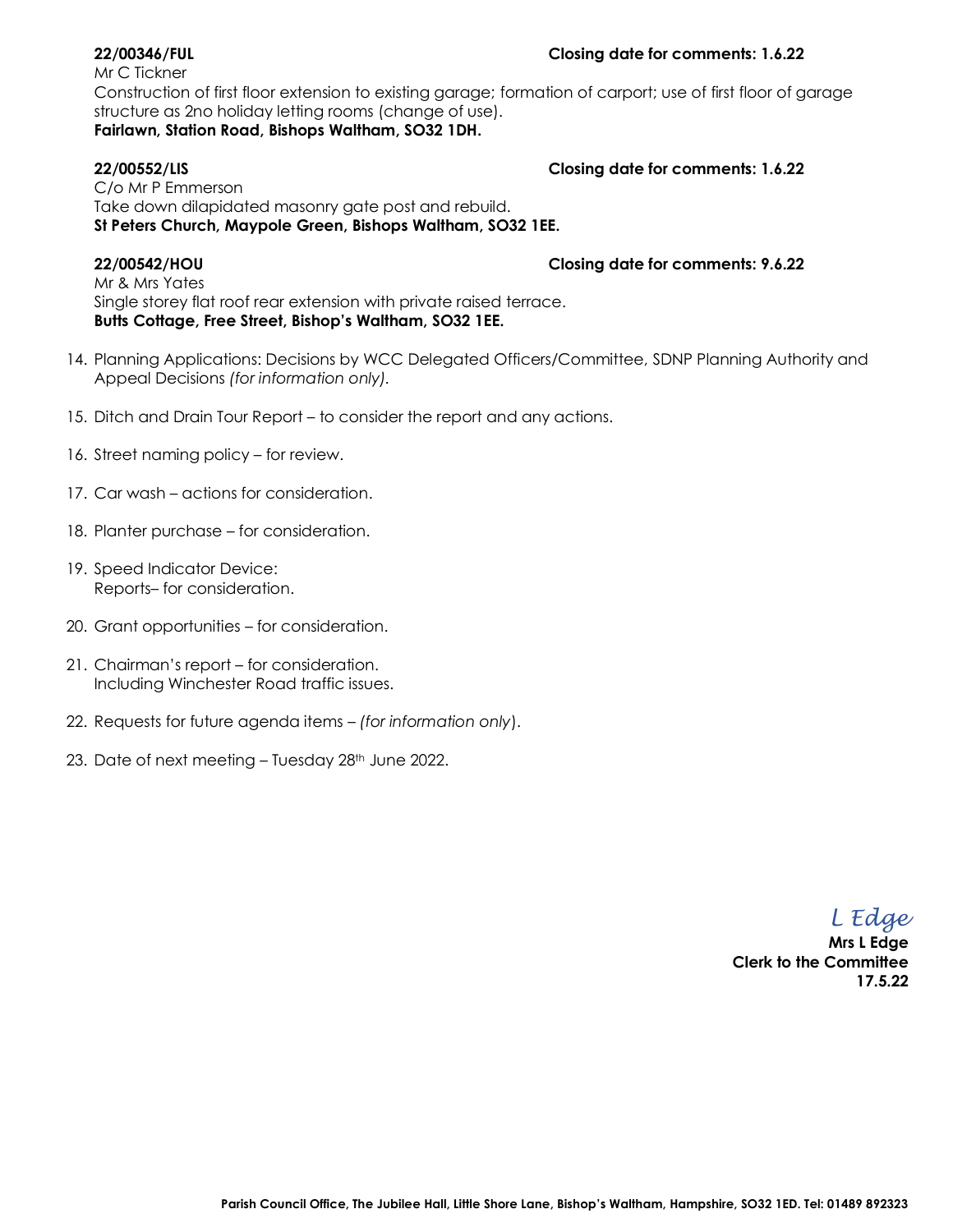**22/00346/FUL** **Closing date for comments: 1.6.22**
Mr C Tickner
Construction of first floor extension to existing garage; formation of carport; use of first floor of garage structure as 2no holiday letting rooms (change of use).
**Fairlawn, Station Road, Bishops Waltham, SO32 1DH.**

**22/00552/LIS** **Closing date for comments: 1.6.22**
C/o Mr P Emmerson
Take down dilapidated masonry gate post and rebuild.
**St Peters Church, Maypole Green, Bishops Waltham, SO32 1EE.**

**22/00542/HOU** **Closing date for comments: 9.6.22**
Mr & Mrs Yates
Single storey flat roof rear extension with private raised terrace.
**Butts Cottage, Free Street, Bishop's Waltham, SO32 1EE.**

14. Planning Applications: Decisions by WCC Delegated Officers/Committee, SDNP Planning Authority and Appeal Decisions *(for information only).*

15. Ditch and Drain Tour Report – to consider the report and any actions.

16. Street naming policy – for review.

17. Car wash – actions for consideration.

18. Planter purchase – for consideration.

19. Speed Indicator Device:
    Reports– for consideration.

20. Grant opportunities – for consideration.

21. Chairman's report – for consideration.
    Including Winchester Road traffic issues.

22. Requests for future agenda items – *(for information only)*.

23. Date of next meeting – Tuesday 28th June 2022.

*L Edge*
**Mrs L Edge**
**Clerk to the Committee**
**17.5.22**

**Parish Council Office, The Jubilee Hall, Little Shore Lane, Bishop's Waltham, Hampshire, SO32 1ED. Tel: 01489 892323**